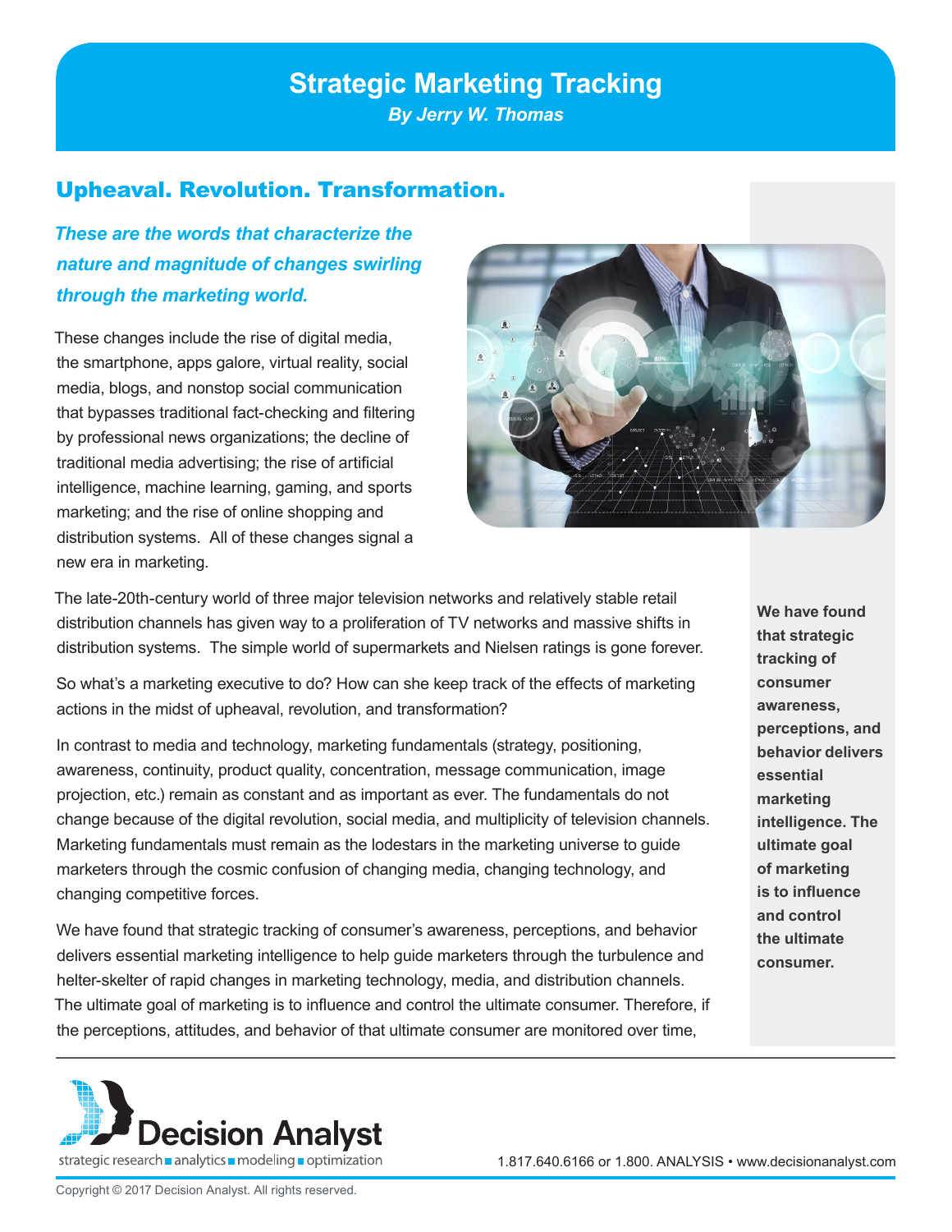# Strategic Marketing Tracking

*By Jerry W. Thomas*

## Upheaval. Revolution. Transformation.

***These are the words that characterize the nature and magnitude of changes swirling through the marketing world.***

These changes include the rise of digital media, the smartphone, apps galore, virtual reality, social media, blogs, and nonstop social communication that bypasses traditional fact-checking and filtering by professional news organizations; the decline of traditional media advertising; the rise of artificial intelligence, machine learning, gaming, and sports marketing; and the rise of online shopping and distribution systems. All of these changes signal a new era in marketing.

The late-20th-century world of three major television networks and relatively stable retail distribution channels has given way to a proliferation of TV networks and massive shifts in distribution systems. The simple world of supermarkets and Nielsen ratings is gone forever.

So what's a marketing executive to do? How can she keep track of the effects of marketing actions in the midst of upheaval, revolution, and transformation?

In contrast to media and technology, marketing fundamentals (strategy, positioning, awareness, continuity, product quality, concentration, message communication, image projection, etc.) remain as constant and as important as ever. The fundamentals do not change because of the digital revolution, social media, and multiplicity of television channels. Marketing fundamentals must remain as the lodestars in the marketing universe to guide marketers through the cosmic confusion of changing media, changing technology, and changing competitive forces.

We have found that strategic tracking of consumer's awareness, perceptions, and behavior delivers essential marketing intelligence to help guide marketers through the turbulence and helter-skelter of rapid changes in marketing technology, media, and distribution channels. The ultimate goal of marketing is to influence and control the ultimate consumer. Therefore, if the perceptions, attitudes, and behavior of that ultimate consumer are monitored over time,

**We have found that strategic tracking of consumer awareness, perceptions, and behavior delivers essential marketing intelligence. The ultimate goal of marketing is to influence and control the ultimate consumer.**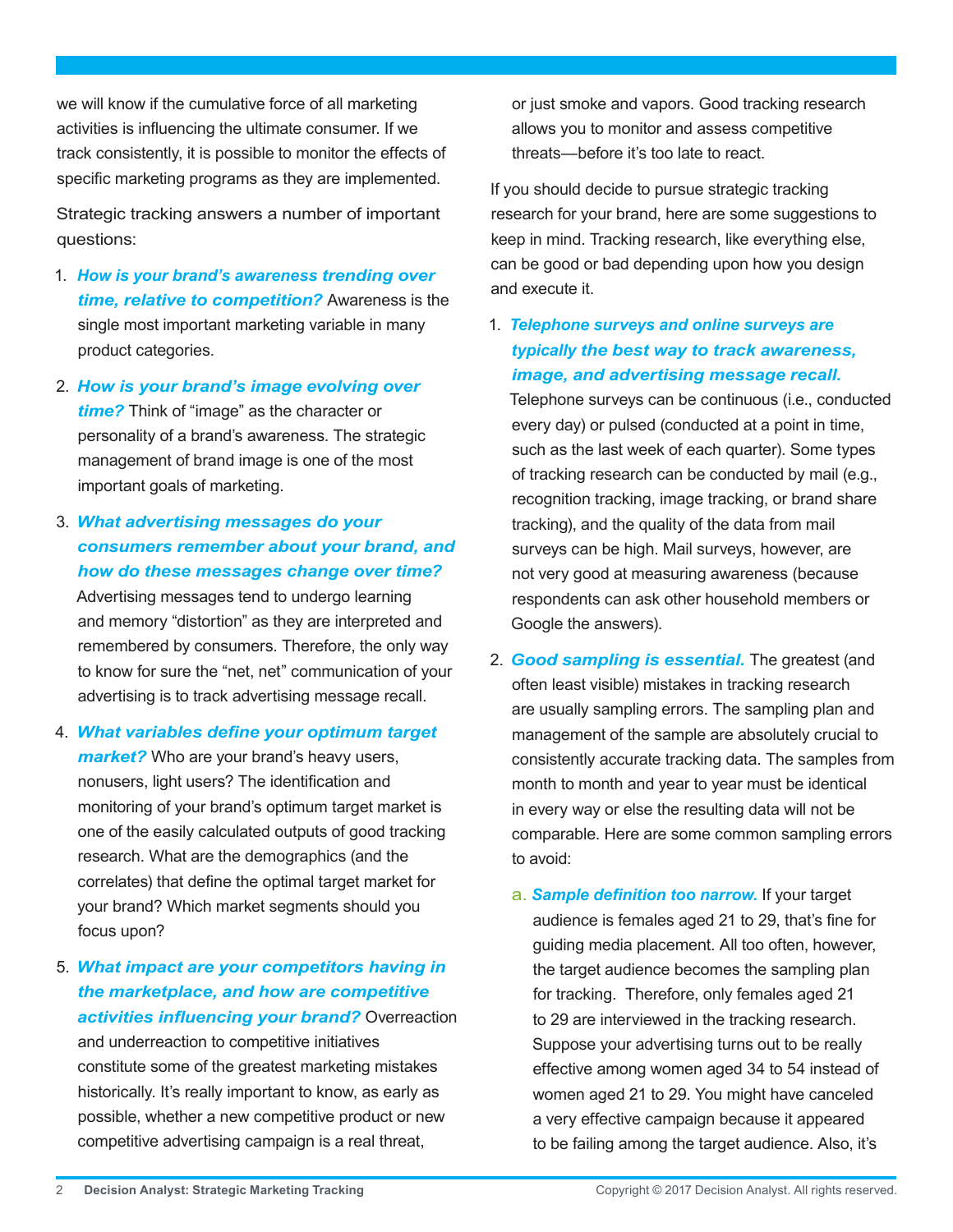we will know if the cumulative force of all marketing activities is influencing the ultimate consumer. If we track consistently, it is possible to monitor the effects of specific marketing programs as they are implemented.

Strategic tracking answers a number of important questions:

1. ***How is your brand's awareness trending over time, relative to competition?*** Awareness is the single most important marketing variable in many product categories.
2. ***How is your brand's image evolving over time?*** Think of "image" as the character or personality of a brand's awareness. The strategic management of brand image is one of the most important goals of marketing.
3. ***What advertising messages do your consumers remember about your brand, and how do these messages change over time?*** Advertising messages tend to undergo learning and memory "distortion" as they are interpreted and remembered by consumers. Therefore, the only way to know for sure the "net, net" communication of your advertising is to track advertising message recall.
4. ***What variables define your optimum target market?*** Who are your brand's heavy users, nonusers, light users? The identification and monitoring of your brand's optimum target market is one of the easily calculated outputs of good tracking research. What are the demographics (and the correlates) that define the optimal target market for your brand? Which market segments should you focus upon?
5. ***What impact are your competitors having in the marketplace, and how are competitive activities influencing your brand?*** Overreaction and underreaction to competitive initiatives constitute some of the greatest marketing mistakes historically. It's really important to know, as early as possible, whether a new competitive product or new competitive advertising campaign is a real threat, or just smoke and vapors. Good tracking research allows you to monitor and assess competitive threats—before it's too late to react.

If you should decide to pursue strategic tracking research for your brand, here are some suggestions to keep in mind. Tracking research, like everything else, can be good or bad depending upon how you design and execute it.

1. ***Telephone surveys and online surveys are typically the best way to track awareness, image, and advertising message recall.*** Telephone surveys can be continuous (i.e., conducted every day) or pulsed (conducted at a point in time, such as the last week of each quarter). Some types of tracking research can be conducted by mail (e.g., recognition tracking, image tracking, or brand share tracking), and the quality of the data from mail surveys can be high. Mail surveys, however, are not very good at measuring awareness (because respondents can ask other household members or Google the answers).
2. ***Good sampling is essential.*** The greatest (and often least visible) mistakes in tracking research are usually sampling errors. The sampling plan and management of the sample are absolutely crucial to consistently accurate tracking data. The samples from month to month and year to year must be identical in every way or else the resulting data will not be comparable. Here are some common sampling errors to avoid:
   
   a. ***Sample definition too narrow.*** If your target audience is females aged 21 to 29, that's fine for guiding media placement. All too often, however, the target audience becomes the sampling plan for tracking. Therefore, only females aged 21 to 29 are interviewed in the tracking research. Suppose your advertising turns out to be really effective among women aged 34 to 54 instead of women aged 21 to 29. You might have canceled a very effective campaign because it appeared to be failing among the target audience. Also, it's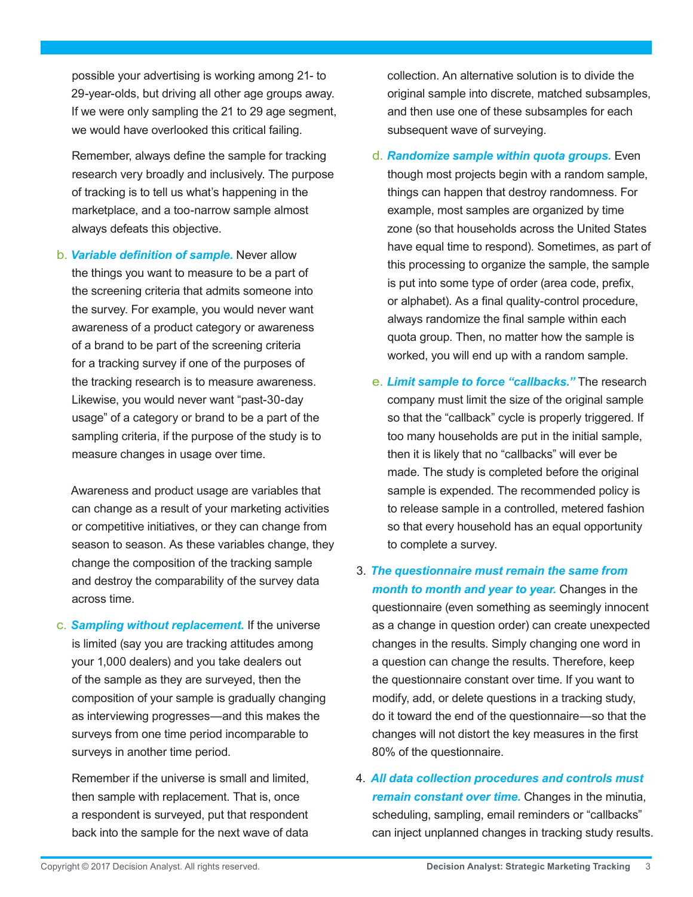possible your advertising is working among 21- to 29-year-olds, but driving all other age groups away. If we were only sampling the 21 to 29 age segment, we would have overlooked this critical failing.

Remember, always define the sample for tracking research very broadly and inclusively. The purpose of tracking is to tell us what's happening in the marketplace, and a too-narrow sample almost always defeats this objective.

b. ***Variable definition of sample.*** Never allow the things you want to measure to be a part of the screening criteria that admits someone into the survey. For example, you would never want awareness of a product category or awareness of a brand to be part of the screening criteria for a tracking survey if one of the purposes of the tracking research is to measure awareness. Likewise, you would never want "past-30-day usage" of a category or brand to be a part of the sampling criteria, if the purpose of the study is to measure changes in usage over time.

   Awareness and product usage are variables that can change as a result of your marketing activities or competitive initiatives, or they can change from season to season. As these variables change, they change the composition of the tracking sample and destroy the comparability of the survey data across time.

c. ***Sampling without replacement.*** If the universe is limited (say you are tracking attitudes among your 1,000 dealers) and you take dealers out of the sample as they are surveyed, then the composition of your sample is gradually changing as interviewing progresses—and this makes the surveys from one time period incomparable to surveys in another time period.

   Remember if the universe is small and limited, then sample with replacement. That is, once a respondent is surveyed, put that respondent back into the sample for the next wave of data collection. An alternative solution is to divide the original sample into discrete, matched subsamples, and then use one of these subsamples for each subsequent wave of surveying.

d. ***Randomize sample within quota groups.*** Even though most projects begin with a random sample, things can happen that destroy randomness. For example, most samples are organized by time zone (so that households across the United States have equal time to respond). Sometimes, as part of this processing to organize the sample, the sample is put into some type of order (area code, prefix, or alphabet). As a final quality-control procedure, always randomize the final sample within each quota group. Then, no matter how the sample is worked, you will end up with a random sample.

e. ***Limit sample to force "callbacks."*** The research company must limit the size of the original sample so that the "callback" cycle is properly triggered. If too many households are put in the initial sample, then it is likely that no "callbacks" will ever be made. The study is completed before the original sample is expended. The recommended policy is to release sample in a controlled, metered fashion so that every household has an equal opportunity to complete a survey.

3. ***The questionnaire must remain the same from month to month and year to year.*** Changes in the questionnaire (even something as seemingly innocent as a change in question order) can create unexpected changes in the results. Simply changing one word in a question can change the results. Therefore, keep the questionnaire constant over time. If you want to modify, add, or delete questions in a tracking study, do it toward the end of the questionnaire—so that the changes will not distort the key measures in the first 80% of the questionnaire.

4. ***All data collection procedures and controls must remain constant over time.*** Changes in the minutia, scheduling, sampling, email reminders or "callbacks" can inject unplanned changes in tracking study results.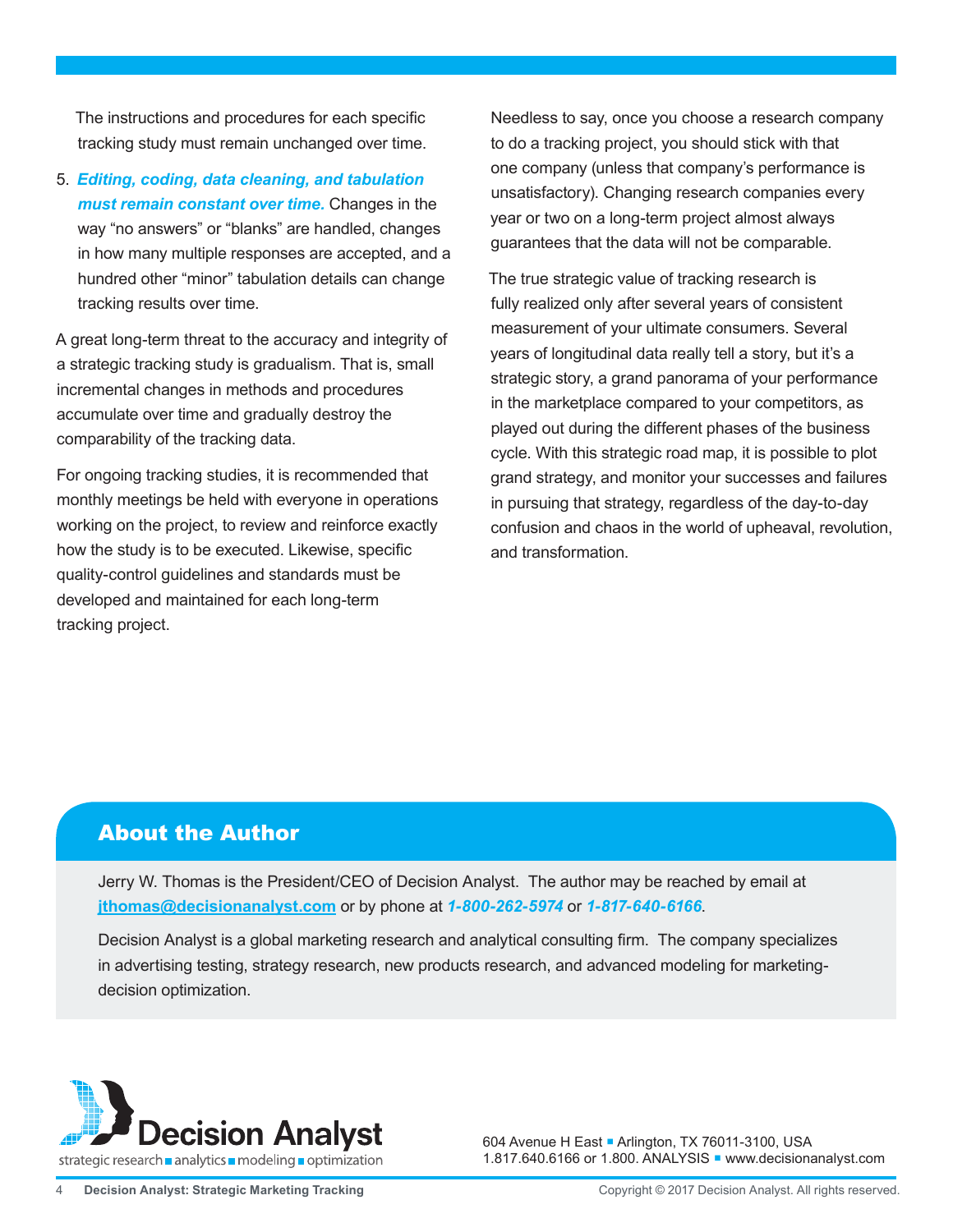The instructions and procedures for each specific tracking study must remain unchanged over time.

5. ***Editing, coding, data cleaning, and tabulation must remain constant over time.*** Changes in the way "no answers" or "blanks" are handled, changes in how many multiple responses are accepted, and a hundred other "minor" tabulation details can change tracking results over time.

A great long-term threat to the accuracy and integrity of a strategic tracking study is gradualism. That is, small incremental changes in methods and procedures accumulate over time and gradually destroy the comparability of the tracking data.

For ongoing tracking studies, it is recommended that monthly meetings be held with everyone in operations working on the project, to review and reinforce exactly how the study is to be executed. Likewise, specific quality-control guidelines and standards must be developed and maintained for each long-term tracking project.

Needless to say, once you choose a research company to do a tracking project, you should stick with that one company (unless that company's performance is unsatisfactory). Changing research companies every year or two on a long-term project almost always guarantees that the data will not be comparable.

The true strategic value of tracking research is fully realized only after several years of consistent measurement of your ultimate consumers. Several years of longitudinal data really tell a story, but it's a strategic story, a grand panorama of your performance in the marketplace compared to your competitors, as played out during the different phases of the business cycle. With this strategic road map, it is possible to plot grand strategy, and monitor your successes and failures in pursuing that strategy, regardless of the day-to-day confusion and chaos in the world of upheaval, revolution, and transformation.

## About the Author

Jerry W. Thomas is the President/CEO of Decision Analyst. The author may be reached by email at **jthomas@decisionanalyst.com** or by phone at ***1-800-262-5974*** or ***1-817-640-6166***.

Decision Analyst is a global marketing research and analytical consulting firm. The company specializes in advertising testing, strategy research, new products research, and advanced modeling for marketing-decision optimization.

Decision Analyst
strategic research ■ analytics ■ modeling ■ optimization

604 Avenue H East ■ Arlington, TX 76011-3100, USA
1.817.640.6166 or 1.800. ANALYSIS ■ www.decisionanalyst.com

Copyright © 2017 Decision Analyst. All rights reserved.